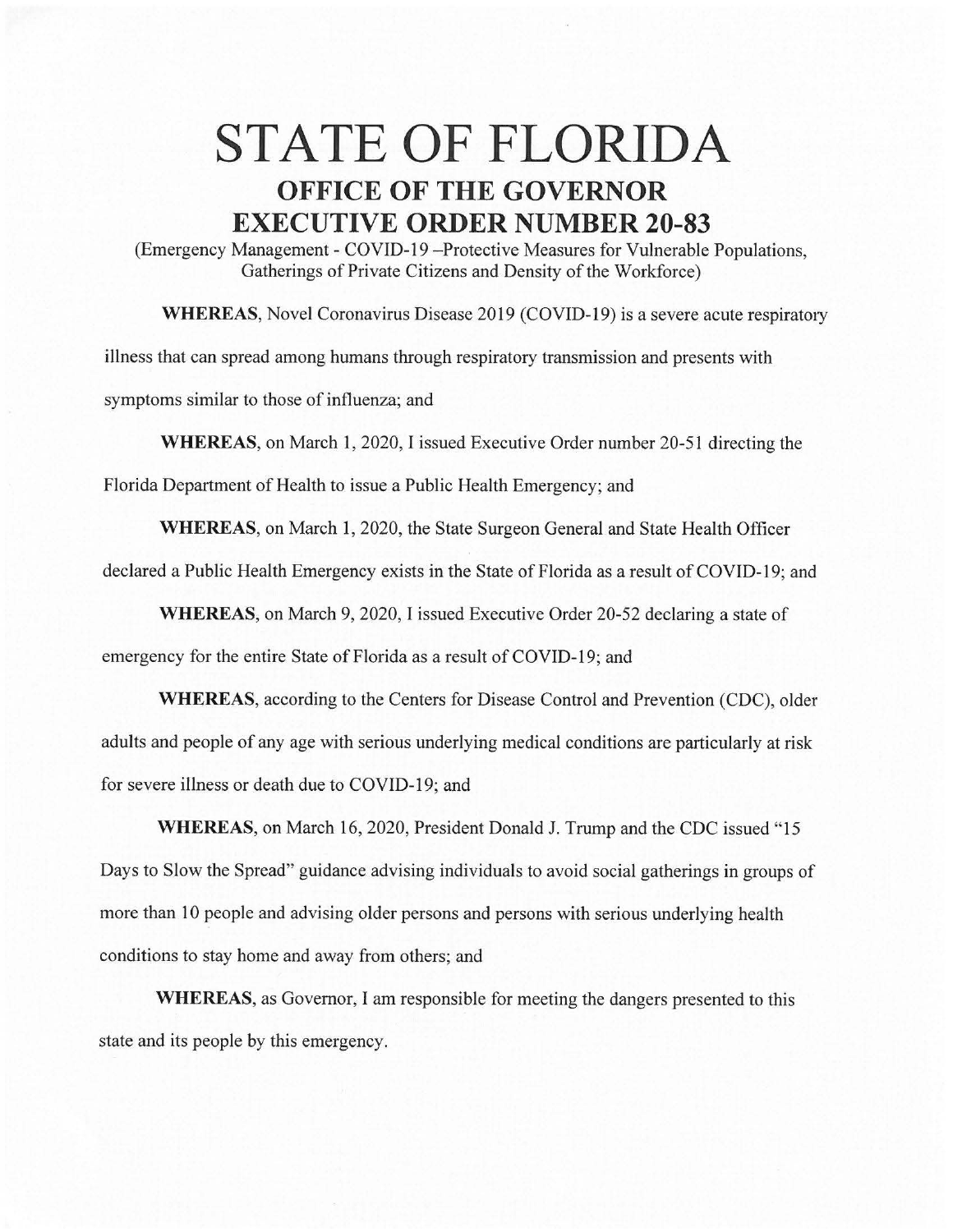# STATE OF FLORIDA

## OFFICE OF THE GOVERNOR

## EXECUTIVE ORDER NUMBER 20-83

(Emergency Management - COVID-19 –Protective Measures for Vulnerable Populations, Gatherings of Private Citizens and Density of the Workforce)

**WHEREAS**, Novel Coronavirus Disease 2019 (COVID-19) is a severe acute respiratory illness that can spread among humans through respiratory transmission and presents with symptoms similar to those of influenza; and

**WHEREAS**, on March 1, 2020, I issued Executive Order number 20-51 directing the Florida Department of Health to issue a Public Health Emergency; and

**WHEREAS**, on March 1, 2020, the State Surgeon General and State Health Officer declared a Public Health Emergency exists in the State of Florida as a result of COVID-19; and

**WHEREAS**, on March 9, 2020, I issued Executive Order 20-52 declaring a state of emergency for the entire State of Florida as a result of COVID-19; and

**WHEREAS**, according to the Centers for Disease Control and Prevention (CDC), older adults and people of any age with serious underlying medical conditions are particularly at risk for severe illness or death due to COVID-19; and

**WHEREAS**, on March 16, 2020, President Donald J. Trump and the CDC issued "15 Days to Slow the Spread" guidance advising individuals to avoid social gatherings in groups of more than 10 people and advising older persons and persons with serious underlying health conditions to stay home and away from others; and

**WHEREAS**, as Governor, I am responsible for meeting the dangers presented to this state and its people by this emergency.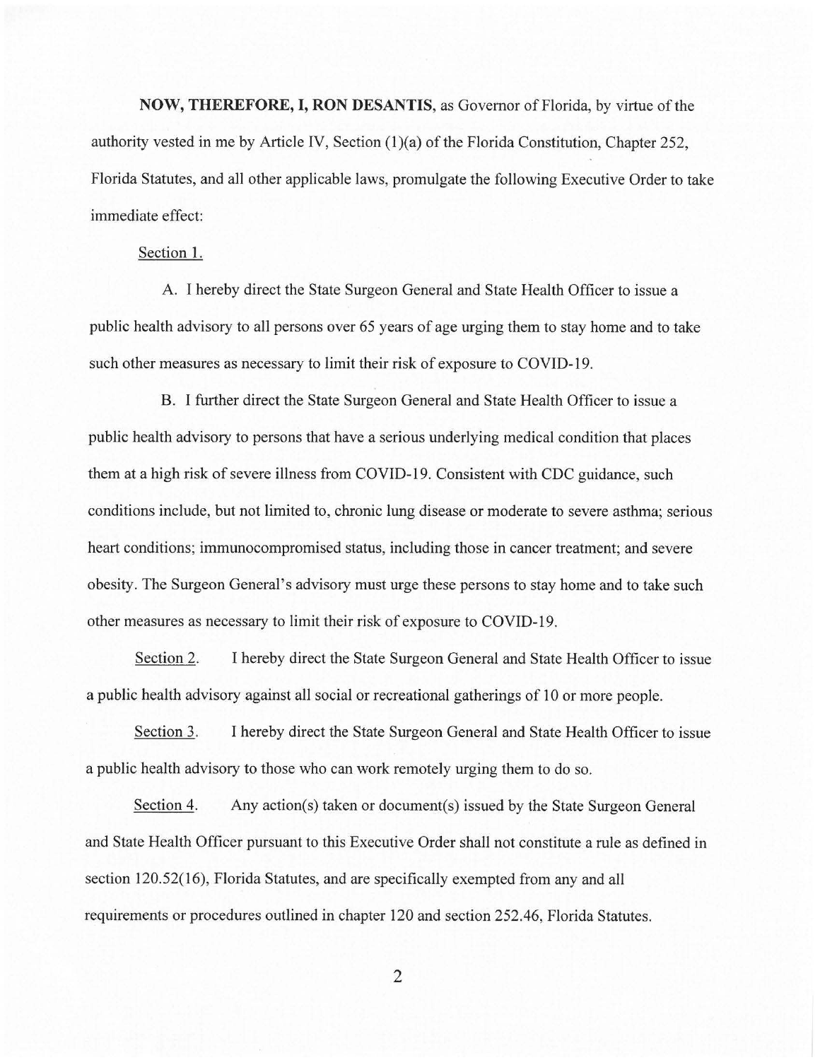**NOW, THEREFORE, I, RON DESANTIS,** as Governor of Florida, by virtue of the authority vested in me by Article IV, Section (1)(a) of the Florida Constitution, Chapter 252, Florida Statutes, and all other applicable laws, promulgate the following Executive Order to take immediate effect:

<u>Section 1.</u>

A. I hereby direct the State Surgeon General and State Health Officer to issue a public health advisory to all persons over 65 years of age urging them to stay home and to take such other measures as necessary to limit their risk of exposure to COVID-19.

B. I further direct the State Surgeon General and State Health Officer to issue a public health advisory to persons that have a serious underlying medical condition that places them at a high risk of severe illness from COVID-19. Consistent with CDC guidance, such conditions include, but not limited to, chronic lung disease or moderate to severe asthma; serious heart conditions; immunocompromised status, including those in cancer treatment; and severe obesity. The Surgeon General's advisory must urge these persons to stay home and to take such other measures as necessary to limit their risk of exposure to COVID-19.

<u>Section 2.</u> I hereby direct the State Surgeon General and State Health Officer to issue a public health advisory against all social or recreational gatherings of 10 or more people.

<u>Section 3.</u> I hereby direct the State Surgeon General and State Health Officer to issue a public health advisory to those who can work remotely urging them to do so.

<u>Section 4.</u> Any action(s) taken or document(s) issued by the State Surgeon General and State Health Officer pursuant to this Executive Order shall not constitute a rule as defined in section 120.52(16), Florida Statutes, and are specifically exempted from any and all requirements or procedures outlined in chapter 120 and section 252.46, Florida Statutes.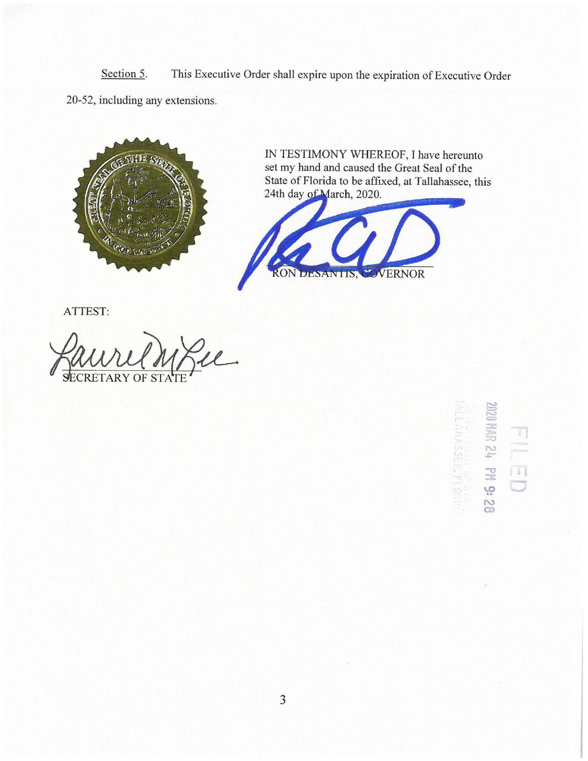Section 5. This Executive Order shall expire upon the expiration of Executive Order 20-52, including any extensions.

IN TESTIMONY WHEREOF, I have hereunto set my hand and caused the Great Seal of the State of Florida to be affixed, at Tallahassee, this 24th day of March, 2020.

RON DESANTIS, GOVERNOR

ATTEST:

SECRETARY OF STATE

FILED

2020 MAR 24 PM 9:28

DEPARTMENT OF STATE
TALLAHASSEE, FLORIDA